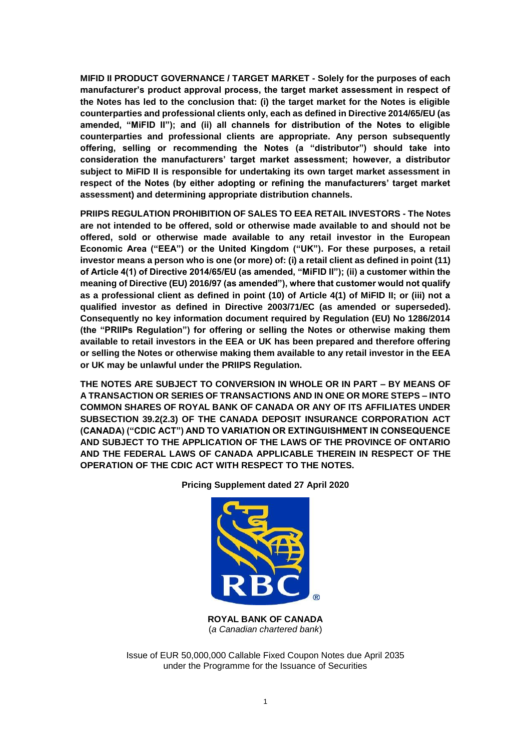**MIFID II PRODUCT GOVERNANCE / TARGET MARKET - Solely for the purposes of each manufacturer's product approval process, the target market assessment in respect of the Notes has led to the conclusion that: (i) the target market for the Notes is eligible counterparties and professional clients only, each as defined in Directive 2014/65/EU (as amended, "MiFID II"); and (ii) all channels for distribution of the Notes to eligible counterparties and professional clients are appropriate. Any person subsequently offering, selling or recommending the Notes (a "distributor") should take into consideration the manufacturers' target market assessment; however, a distributor subject to MiFID II is responsible for undertaking its own target market assessment in respect of the Notes (by either adopting or refining the manufacturers' target market assessment) and determining appropriate distribution channels.**

**PRIIPS REGULATION PROHIBITION OF SALES TO EEA RETAIL INVESTORS - The Notes are not intended to be offered, sold or otherwise made available to and should not be offered, sold or otherwise made available to any retail investor in the European Economic Area ("EEA") or the United Kingdom ("UK"). For these purposes, a retail investor means a person who is one (or more) of: (i) a retail client as defined in point (11) of Article 4(1) of Directive 2014/65/EU (as amended, "MiFID II"); (ii) a customer within the meaning of Directive (EU) 2016/97 (as amended"), where that customer would not qualify as a professional client as defined in point (10) of Article 4(1) of MiFID II; or (iii) not a qualified investor as defined in Directive 2003/71/EC (as amended or superseded). Consequently no key information document required by Regulation (EU) No 1286/2014 (the "PRIIPs Regulation") for offering or selling the Notes or otherwise making them available to retail investors in the EEA or UK has been prepared and therefore offering or selling the Notes or otherwise making them available to any retail investor in the EEA or UK may be unlawful under the PRIIPS Regulation.**

**THE NOTES ARE SUBJECT TO CONVERSION IN WHOLE OR IN PART – BY MEANS OF A TRANSACTION OR SERIES OF TRANSACTIONS AND IN ONE OR MORE STEPS – INTO COMMON SHARES OF ROYAL BANK OF CANADA OR ANY OF ITS AFFILIATES UNDER SUBSECTION 39.2(2.3) OF THE CANADA DEPOSIT INSURANCE CORPORATION ACT (CANADA) ("CDIC ACT") AND TO VARIATION OR EXTINGUISHMENT IN CONSEQUENCE AND SUBJECT TO THE APPLICATION OF THE LAWS OF THE PROVINCE OF ONTARIO AND THE FEDERAL LAWS OF CANADA APPLICABLE THEREIN IN RESPECT OF THE OPERATION OF THE CDIC ACT WITH RESPECT TO THE NOTES.**

**Pricing Supplement dated 27 April 2020**

**ROYAL BANK OF CANADA**
(*a Canadian chartered bank*)

Issue of EUR 50,000,000 Callable Fixed Coupon Notes due April 2035
under the Programme for the Issuance of Securities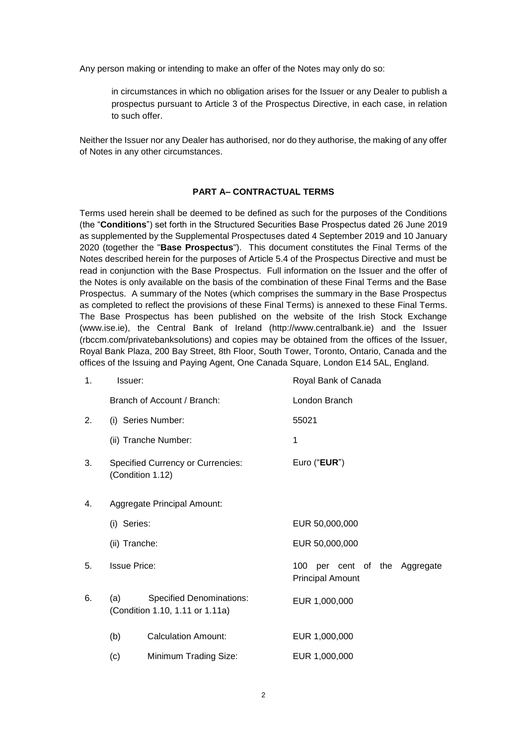Any person making or intending to make an offer of the Notes may only do so:

> in circumstances in which no obligation arises for the Issuer or any Dealer to publish a prospectus pursuant to Article 3 of the Prospectus Directive, in each case, in relation to such offer.

Neither the Issuer nor any Dealer has authorised, nor do they authorise, the making of any offer of Notes in any other circumstances.

## PART A– CONTRACTUAL TERMS

Terms used herein shall be deemed to be defined as such for the purposes of the Conditions (the "**Conditions**") set forth in the Structured Securities Base Prospectus dated 26 June 2019 as supplemented by the Supplemental Prospectuses dated 4 September 2019 and 10 January 2020 (together the "**Base Prospectus**"). This document constitutes the Final Terms of the Notes described herein for the purposes of Article 5.4 of the Prospectus Directive and must be read in conjunction with the Base Prospectus. Full information on the Issuer and the offer of the Notes is only available on the basis of the combination of these Final Terms and the Base Prospectus. A summary of the Notes (which comprises the summary in the Base Prospectus as completed to reflect the provisions of these Final Terms) is annexed to these Final Terms. The Base Prospectus has been published on the website of the Irish Stock Exchange (www.ise.ie), the Central Bank of Ireland (http://www.centralbank.ie) and the Issuer (rbccm.com/privatebanksolutions) and copies may be obtained from the offices of the Issuer, Royal Bank Plaza, 200 Bay Street, 8th Floor, South Tower, Toronto, Ontario, Canada and the offices of the Issuing and Paying Agent, One Canada Square, London E14 5AL, England.

| | | |
|---|---|---|
| 1. | Issuer: | Royal Bank of Canada |
| | Branch of Account / Branch: | London Branch |
| 2. | (i) Series Number: | 55021 |
| | (ii) Tranche Number: | 1 |
| 3. | Specified Currency or Currencies: (Condition 1.12) | Euro ("**EUR**") |
| 4. | Aggregate Principal Amount: | |
| | (i) Series: | EUR 50,000,000 |
| | (ii) Tranche: | EUR 50,000,000 |
| 5. | Issue Price: | 100 per cent of the Aggregate Principal Amount |
| 6. | (a) Specified Denominations: (Condition 1.10, 1.11 or 1.11a) | EUR 1,000,000 |
| | (b) Calculation Amount: | EUR 1,000,000 |
| | (c) Minimum Trading Size: | EUR 1,000,000 |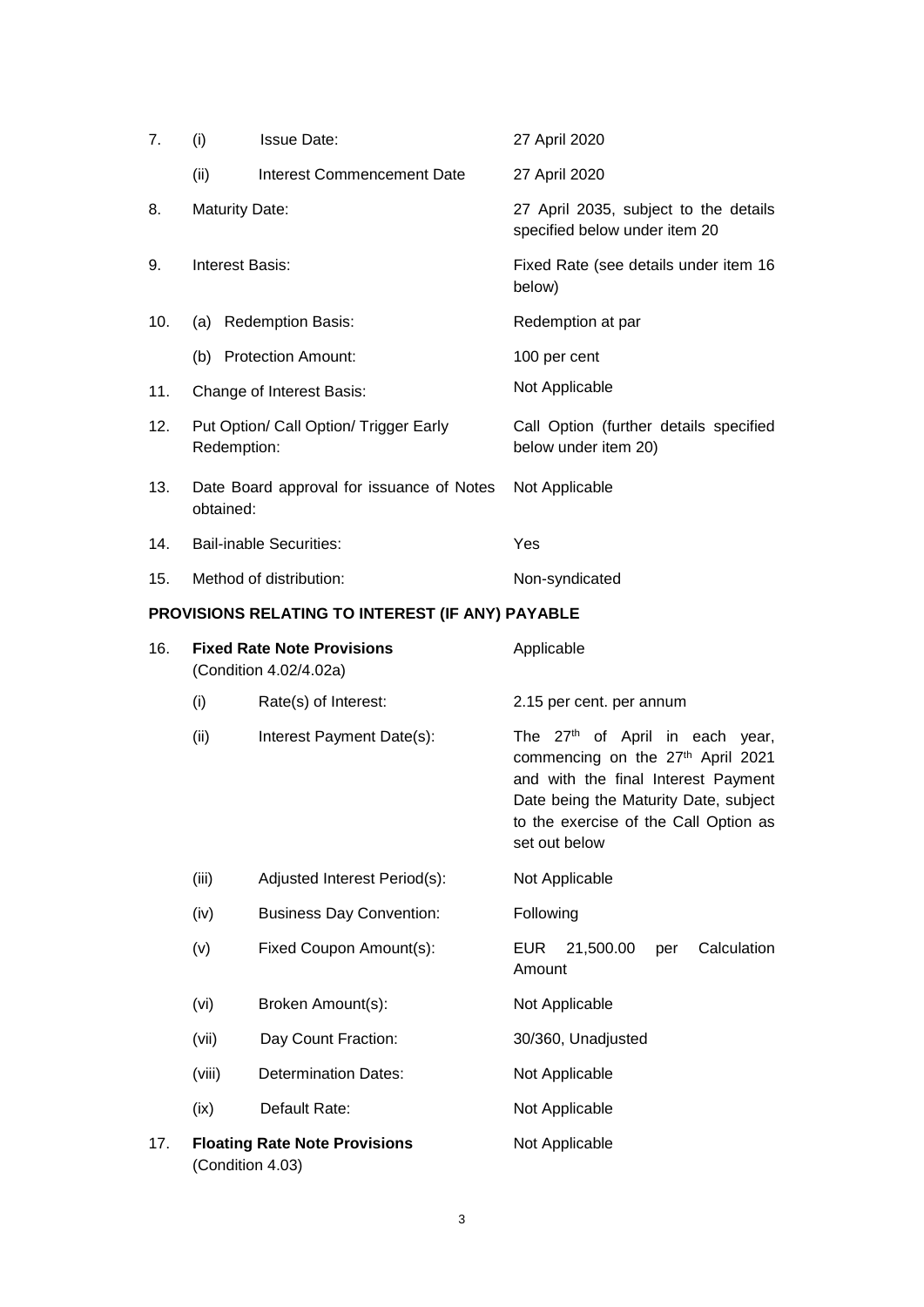| | | | |
|---|---|---|---|
| 7. | (i) | Issue Date: | 27 April 2020 |
| | (ii) | Interest Commencement Date | 27 April 2020 |
| 8. | Maturity Date: | | 27 April 2035, subject to the details specified below under item 20 |
| 9. | Interest Basis: | | Fixed Rate (see details under item 16 below) |
| 10. | (a) | Redemption Basis: | Redemption at par |
| | (b) | Protection Amount: | 100 per cent |
| 11. | Change of Interest Basis: | | Not Applicable |
| 12. | Put Option/ Call Option/ Trigger Early Redemption: | | Call Option (further details specified below under item 20) |
| 13. | Date Board approval for issuance of Notes obtained: | | Not Applicable |
| 14. | Bail-inable Securities: | | Yes |
| 15. | Method of distribution: | | Non-syndicated |

## PROVISIONS RELATING TO INTEREST (IF ANY) PAYABLE

| | | | |
|---|---|---|---|
| 16. | **Fixed Rate Note Provisions** (Condition 4.02/4.02a) | | Applicable |
| | (i) | Rate(s) of Interest: | 2.15 per cent. per annum |
| | (ii) | Interest Payment Date(s): | The 27th of April in each year, commencing on the 27th April 2021 and with the final Interest Payment Date being the Maturity Date, subject to the exercise of the Call Option as set out below |
| | (iii) | Adjusted Interest Period(s): | Not Applicable |
| | (iv) | Business Day Convention: | Following |
| | (v) | Fixed Coupon Amount(s): | EUR 21,500.00 per Calculation Amount |
| | (vi) | Broken Amount(s): | Not Applicable |
| | (vii) | Day Count Fraction: | 30/360, Unadjusted |
| | (viii) | Determination Dates: | Not Applicable |
| | (ix) | Default Rate: | Not Applicable |
| 17. | **Floating Rate Note Provisions** (Condition 4.03) | | Not Applicable |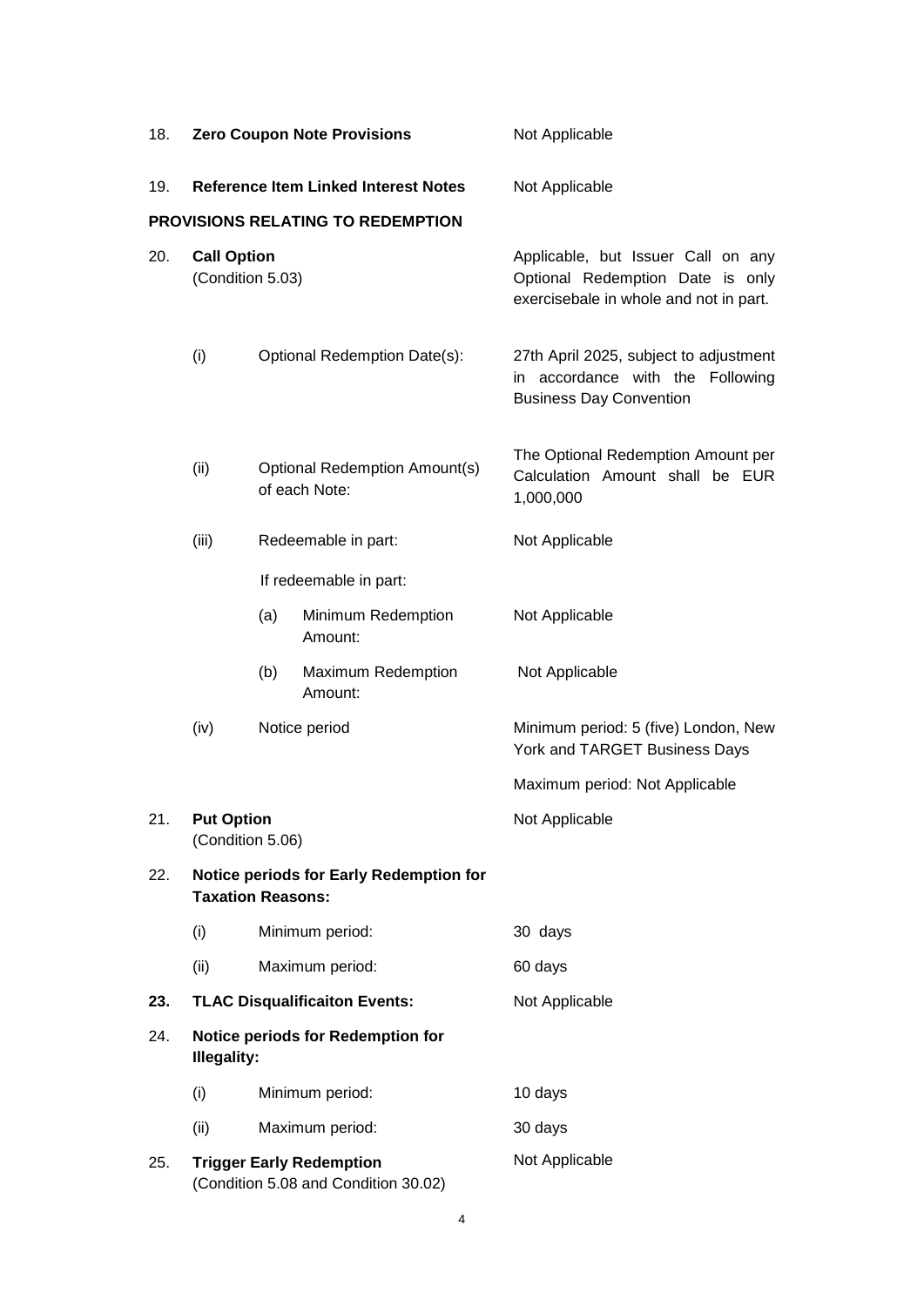| | | | | |
|---|---|---|---|---|
| 18. | **Zero Coupon Note Provisions** | | | Not Applicable |
| 19. | **Reference Item Linked Interest Notes** | | | Not Applicable |

**PROVISIONS RELATING TO REDEMPTION**

| | | | | |
|---|---|---|---|---|
| 20. | **Call Option** (Condition 5.03) | | | Applicable, but Issuer Call on any Optional Redemption Date is only exercisebale in whole and not in part. |
| | (i) | Optional Redemption Date(s): | | 27th April 2025, subject to adjustment in accordance with the Following Business Day Convention |
| | (ii) | Optional Redemption Amount(s) of each Note: | | The Optional Redemption Amount per Calculation Amount shall be EUR 1,000,000 |
| | (iii) | Redeemable in part: | | Not Applicable |
| | | If redeemable in part: | | |
| | | (a) | Minimum Redemption Amount: | Not Applicable |
| | | (b) | Maximum Redemption Amount: | Not Applicable |
| | (iv) | Notice period | | Minimum period: 5 (five) London, New York and TARGET Business Days<br>Maximum period: Not Applicable |
| 21. | **Put Option** (Condition 5.06) | | | Not Applicable |
| 22. | **Notice periods for Early Redemption for Taxation Reasons:** | | | |
| | (i) | Minimum period: | | 30 days |
| | (ii) | Maximum period: | | 60 days |
| **23.** | **TLAC Disqualificaiton Events:** | | | Not Applicable |
| 24. | **Notice periods for Redemption for Illegality:** | | | |
| | (i) | Minimum period: | | 10 days |
| | (ii) | Maximum period: | | 30 days |
| 25. | **Trigger Early Redemption** (Condition 5.08 and Condition 30.02) | | | Not Applicable |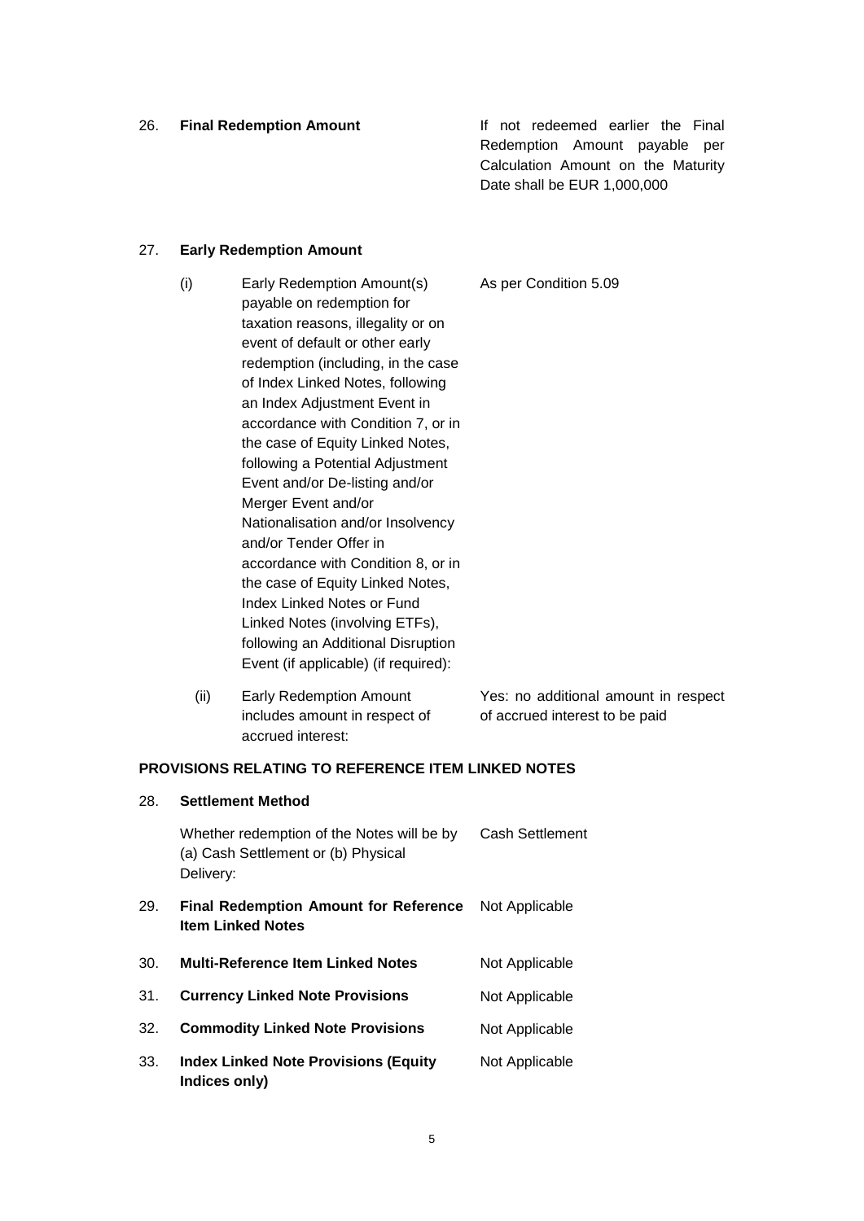| | | |
|---|---|---|
| 26. | **Final Redemption Amount** | If not redeemed earlier the Final Redemption Amount payable per Calculation Amount on the Maturity Date shall be EUR 1,000,000 |
| 27. | **Early Redemption Amount** | |
| | (i) Early Redemption Amount(s) payable on redemption for taxation reasons, illegality or on event of default or other early redemption (including, in the case of Index Linked Notes, following an Index Adjustment Event in accordance with Condition 7, or in the case of Equity Linked Notes, following a Potential Adjustment Event and/or De-listing and/or Merger Event and/or Nationalisation and/or Insolvency and/or Tender Offer in accordance with Condition 8, or in the case of Equity Linked Notes, Index Linked Notes or Fund Linked Notes (involving ETFs), following an Additional Disruption Event (if applicable) (if required): | As per Condition 5.09 |
| | (ii) Early Redemption Amount includes amount in respect of accrued interest: | Yes: no additional amount in respect of accrued interest to be paid |

**PROVISIONS RELATING TO REFERENCE ITEM LINKED NOTES**

| | | |
|---|---|---|
| 28. | **Settlement Method** | |
| | Whether redemption of the Notes will be by (a) Cash Settlement or (b) Physical Delivery: | Cash Settlement |
| 29. | **Final Redemption Amount for Reference Item Linked Notes** | Not Applicable |
| 30. | **Multi-Reference Item Linked Notes** | Not Applicable |
| 31. | **Currency Linked Note Provisions** | Not Applicable |
| 32. | **Commodity Linked Note Provisions** | Not Applicable |
| 33. | **Index Linked Note Provisions (Equity Indices only)** | Not Applicable |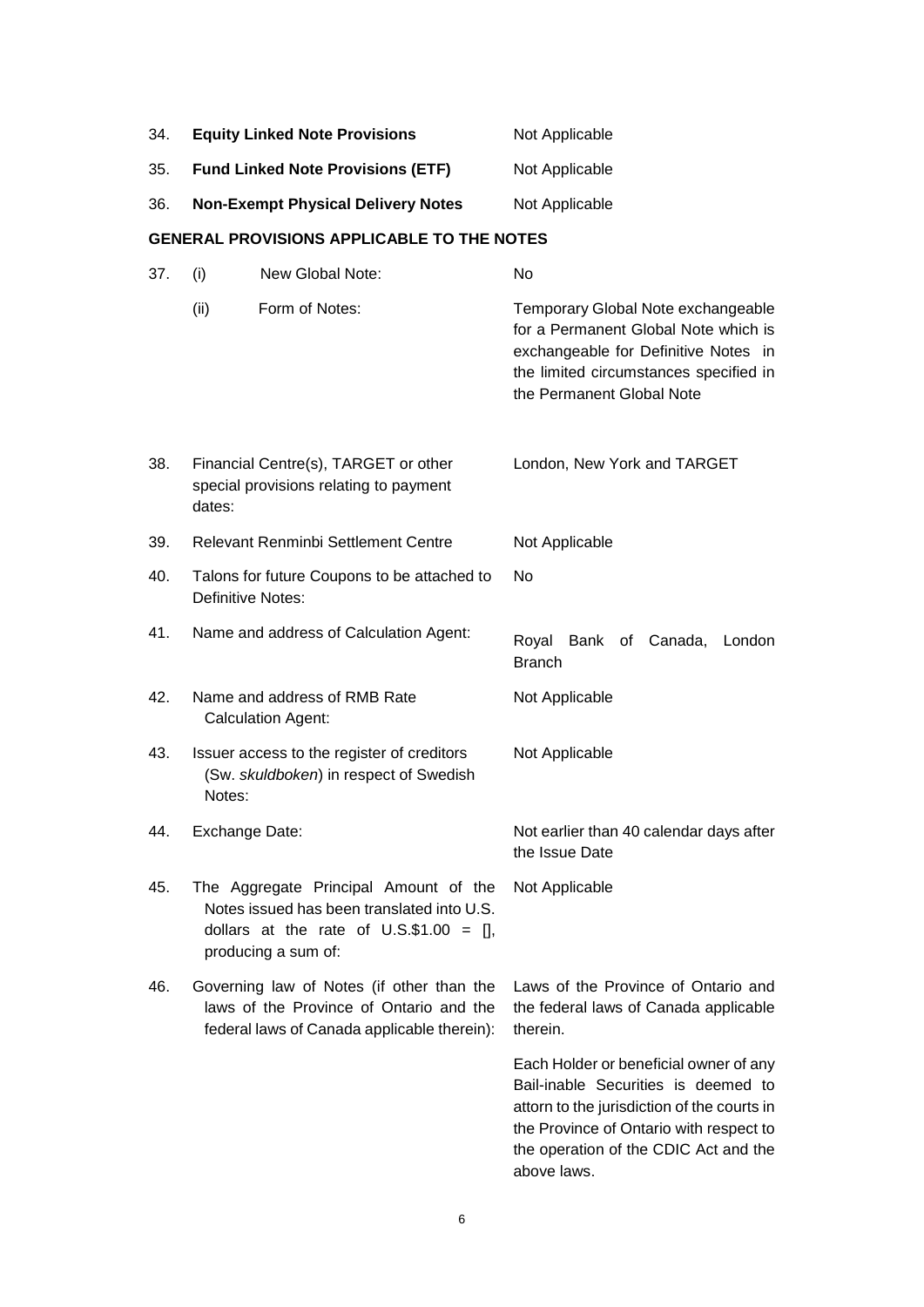| | | |
|---|---|---|
| 34. | **Equity Linked Note Provisions** | Not Applicable |
| 35. | **Fund Linked Note Provisions (ETF)** | Not Applicable |
| 36. | **Non-Exempt Physical Delivery Notes** | Not Applicable |

## GENERAL PROVISIONS APPLICABLE TO THE NOTES

| | | |
|---|---|---|
| 37. | (i) New Global Note: | No |
| | (ii) Form of Notes: | Temporary Global Note exchangeable for a Permanent Global Note which is exchangeable for Definitive Notes in the limited circumstances specified in the Permanent Global Note |
| 38. | Financial Centre(s), TARGET or other special provisions relating to payment dates: | London, New York and TARGET |
| 39. | Relevant Renminbi Settlement Centre | Not Applicable |
| 40. | Talons for future Coupons to be attached to Definitive Notes: | No |
| 41. | Name and address of Calculation Agent: | Royal Bank of Canada, London Branch |
| 42. | Name and address of RMB Rate Calculation Agent: | Not Applicable |
| 43. | Issuer access to the register of creditors (Sw. *skuldboken*) in respect of Swedish Notes: | Not Applicable |
| 44. | Exchange Date: | Not earlier than 40 calendar days after the Issue Date |
| 45. | The Aggregate Principal Amount of the Notes issued has been translated into U.S. dollars at the rate of U.S.$1.00 = [], producing a sum of: | Not Applicable |
| 46. | Governing law of Notes (if other than the laws of the Province of Ontario and the federal laws of Canada applicable therein): | Laws of the Province of Ontario and the federal laws of Canada applicable therein.<br><br>Each Holder or beneficial owner of any Bail-inable Securities is deemed to attorn to the jurisdiction of the courts in the Province of Ontario with respect to the operation of the CDIC Act and the above laws. |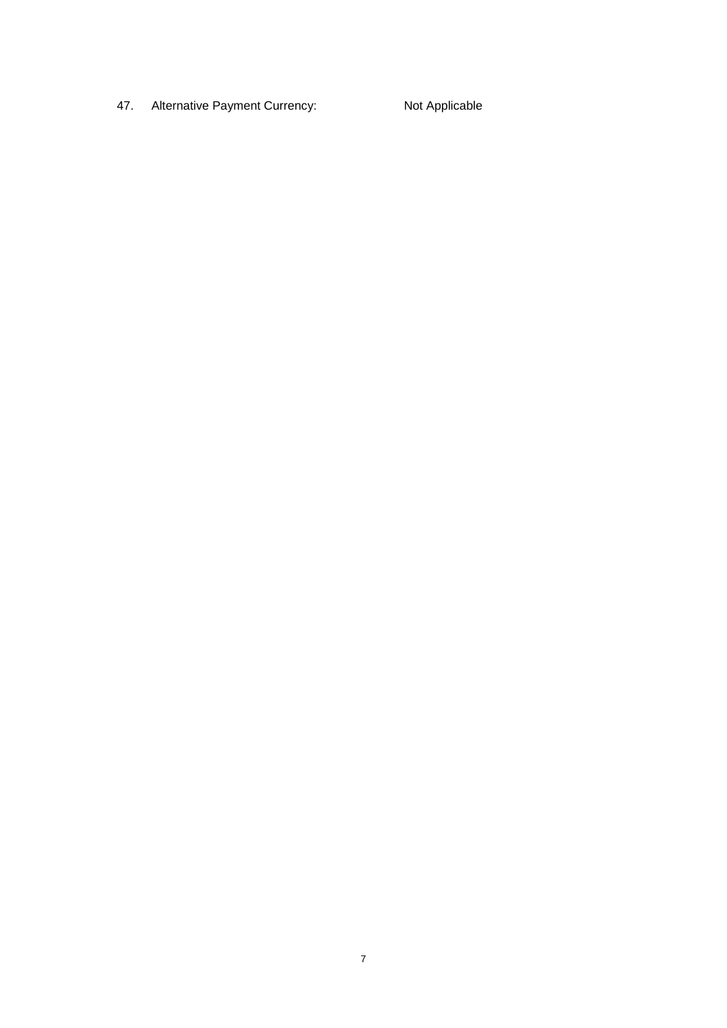47. Alternative Payment Currency: Not Applicable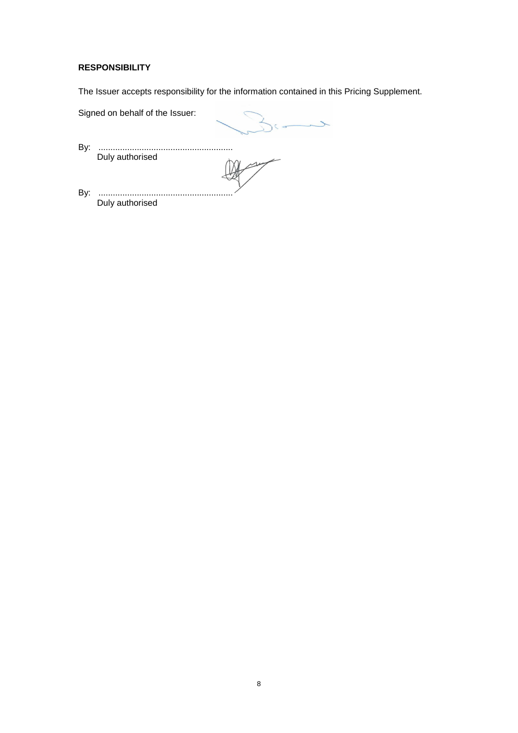**RESPONSIBILITY**

The Issuer accepts responsibility for the information contained in this Pricing Supplement.

Signed on behalf of the Issuer:

By: ........................................................
Duly authorised

By: ........................................................
Duly authorised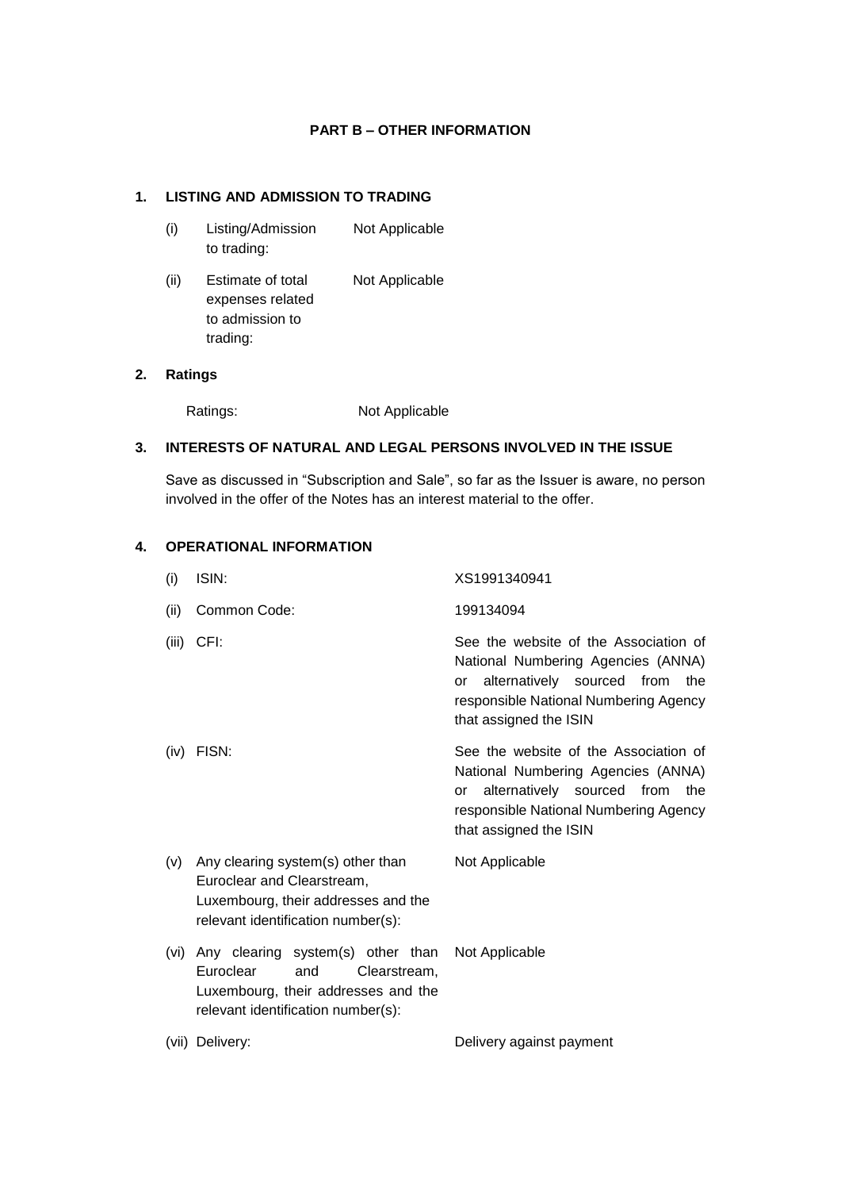## PART B – OTHER INFORMATION

### 1. LISTING AND ADMISSION TO TRADING

| | | |
|---|---|---|
| (i) | Listing/Admission to trading: | Not Applicable |
| (ii) | Estimate of total expenses related to admission to trading: | Not Applicable |

### 2. Ratings

Ratings: Not Applicable

### 3. INTERESTS OF NATURAL AND LEGAL PERSONS INVOLVED IN THE ISSUE

Save as discussed in "Subscription and Sale", so far as the Issuer is aware, no person involved in the offer of the Notes has an interest material to the offer.

### 4. OPERATIONAL INFORMATION

| | | |
|---|---|---|
| (i) | ISIN: | XS1991340941 |
| (ii) | Common Code: | 199134094 |
| (iii) | CFI: | See the website of the Association of National Numbering Agencies (ANNA) or alternatively sourced from the responsible National Numbering Agency that assigned the ISIN |
| (iv) | FISN: | See the website of the Association of National Numbering Agencies (ANNA) or alternatively sourced from the responsible National Numbering Agency that assigned the ISIN |
| (v) | Any clearing system(s) other than Euroclear and Clearstream, Luxembourg, their addresses and the relevant identification number(s): | Not Applicable |
| (vi) | Any clearing system(s) other than Euroclear and Clearstream, Luxembourg, their addresses and the relevant identification number(s): | Not Applicable |
| (vii) | Delivery: | Delivery against payment |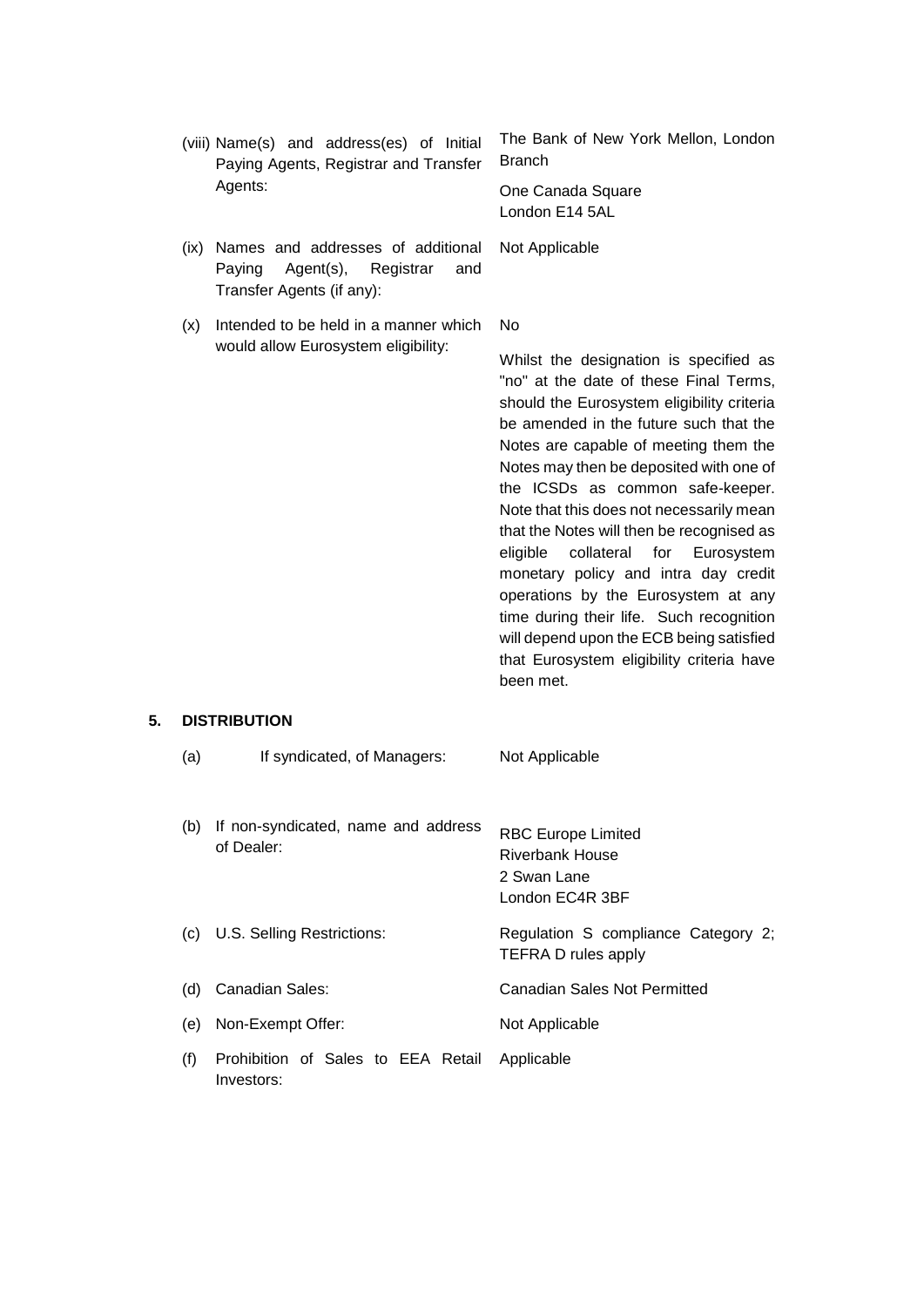| | |
|---|---|
| (viii) Name(s) and address(es) of Initial Paying Agents, Registrar and Transfer Agents: | The Bank of New York Mellon, London Branch<br><br>One Canada Square<br>London E14 5AL |
| (ix) Names and addresses of additional Paying Agent(s), Registrar and Transfer Agents (if any): | Not Applicable |
| (x) Intended to be held in a manner which would allow Eurosystem eligibility: | No<br><br>Whilst the designation is specified as "no" at the date of these Final Terms, should the Eurosystem eligibility criteria be amended in the future such that the Notes are capable of meeting them the Notes may then be deposited with one of the ICSDs as common safe-keeper. Note that this does not necessarily mean that the Notes will then be recognised as eligible collateral for Eurosystem monetary policy and intra day credit operations by the Eurosystem at any time during their life. Such recognition will depend upon the ECB being satisfied that Eurosystem eligibility criteria have been met. |

## 5. DISTRIBUTION

| | |
|---|---|
| (a) If syndicated, of Managers: | Not Applicable |
| (b) If non-syndicated, name and address of Dealer: | RBC Europe Limited<br>Riverbank House<br>2 Swan Lane<br>London EC4R 3BF |
| (c) U.S. Selling Restrictions: | Regulation S compliance Category 2; TEFRA D rules apply |
| (d) Canadian Sales: | Canadian Sales Not Permitted |
| (e) Non-Exempt Offer: | Not Applicable |
| (f) Prohibition of Sales to EEA Retail Investors: | Applicable |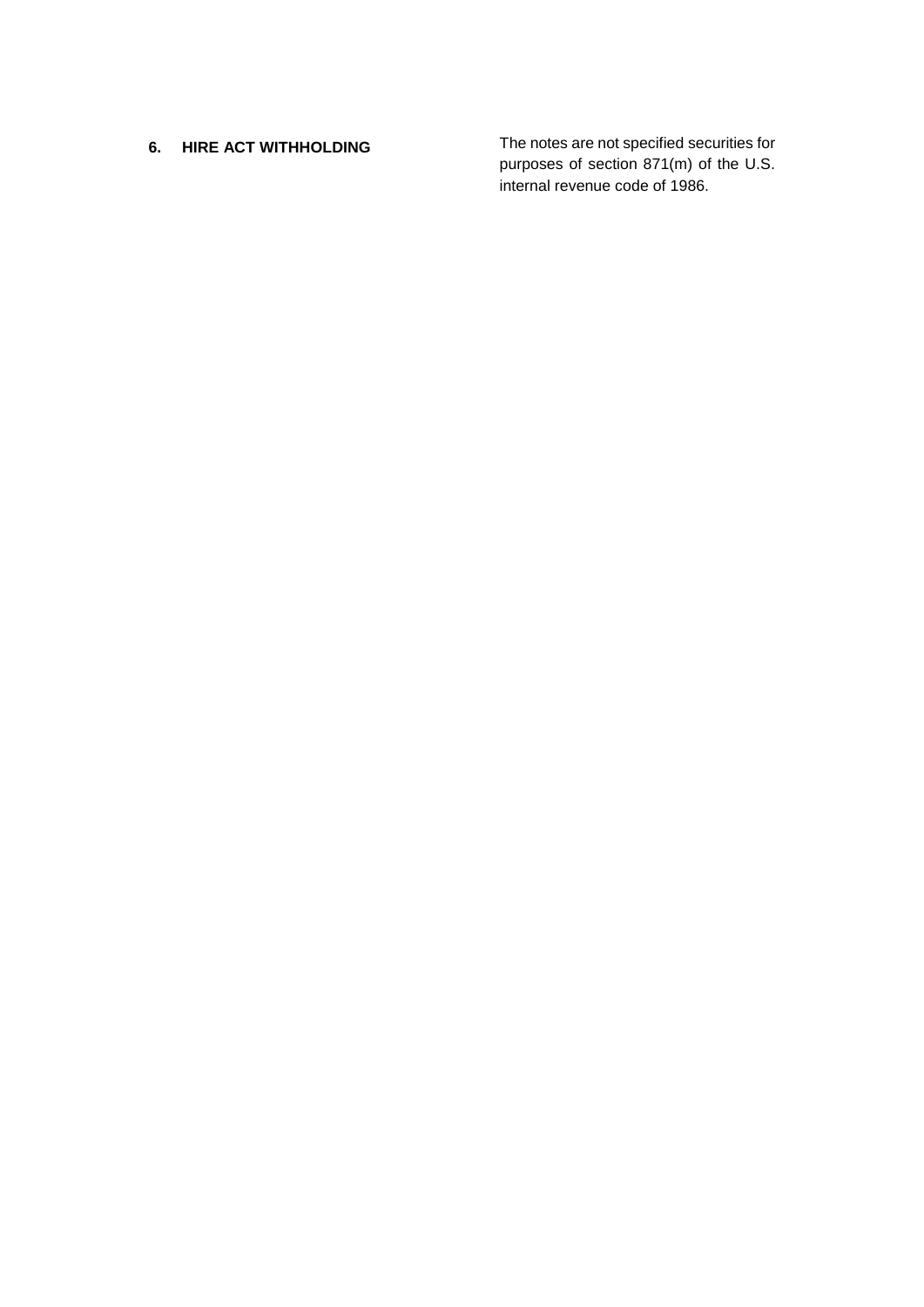| | |
|---|---|
| **6. HIRE ACT WITHHOLDING** | The notes are not specified securities for purposes of section 871(m) of the U.S. internal revenue code of 1986. |